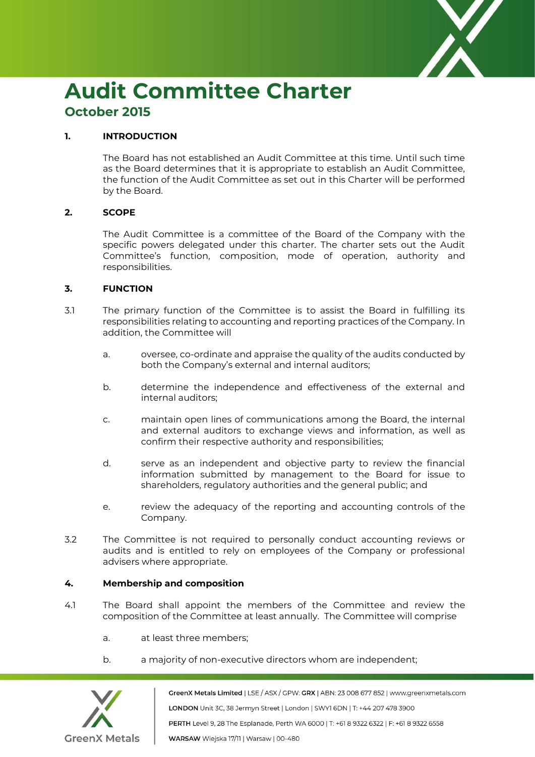# Audit Committee Charter

## October 2015

### 1. INTRODUCTION

The Board has not established an Audit Committee at this time. Until such time as the Board determines that it is appropriate to establish an Audit Committee, the function of the Audit Committee as set out in this Charter will be performed by the Board.

### 2. SCOPE

The Audit Committee is a committee of the Board of the Company with the specific powers delegated under this charter. The charter sets out the Audit Committee's function, composition, mode of operation, authority and responsibilities.

### 3. FUNCTION

3.1 The primary function of the Committee is to assist the Board in fulfilling its responsibilities relating to accounting and reporting practices of the Company. In addition, the Committee will

- a. oversee, co-ordinate and appraise the quality of the audits conducted by both the Company's external and internal auditors;
- b. determine the independence and effectiveness of the external and internal auditors;
- c. maintain open lines of communications among the Board, the internal and external auditors to exchange views and information, as well as confirm their respective authority and responsibilities;
- d. serve as an independent and objective party to review the financial information submitted by management to the Board for issue to shareholders, regulatory authorities and the general public; and
- e. review the adequacy of the reporting and accounting controls of the Company.

3.2 The Committee is not required to personally conduct accounting reviews or audits and is entitled to rely on employees of the Company or professional advisers where appropriate.

### 4. Membership and composition

4.1 The Board shall appoint the members of the Committee and review the composition of the Committee at least annually. The Committee will comprise

- a. at least three members;
- b. a majority of non-executive directors whom are independent;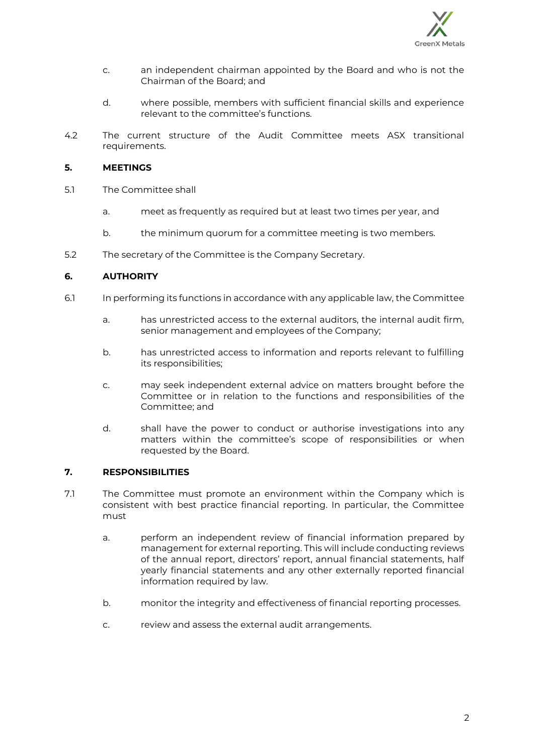c. an independent chairman appointed by the Board and who is not the Chairman of the Board; and

d. where possible, members with sufficient financial skills and experience relevant to the committee's functions.

4.2 The current structure of the Audit Committee meets ASX transitional requirements.

## 5. MEETINGS

5.1 The Committee shall

a. meet as frequently as required but at least two times per year, and

b. the minimum quorum for a committee meeting is two members.

5.2 The secretary of the Committee is the Company Secretary.

## 6. AUTHORITY

6.1 In performing its functions in accordance with any applicable law, the Committee

a. has unrestricted access to the external auditors, the internal audit firm, senior management and employees of the Company;

b. has unrestricted access to information and reports relevant to fulfilling its responsibilities;

c. may seek independent external advice on matters brought before the Committee or in relation to the functions and responsibilities of the Committee; and

d. shall have the power to conduct or authorise investigations into any matters within the committee's scope of responsibilities or when requested by the Board.

## 7. RESPONSIBILITIES

7.1 The Committee must promote an environment within the Company which is consistent with best practice financial reporting. In particular, the Committee must

a. perform an independent review of financial information prepared by management for external reporting. This will include conducting reviews of the annual report, directors' report, annual financial statements, half yearly financial statements and any other externally reported financial information required by law.

b. monitor the integrity and effectiveness of financial reporting processes.

c. review and assess the external audit arrangements.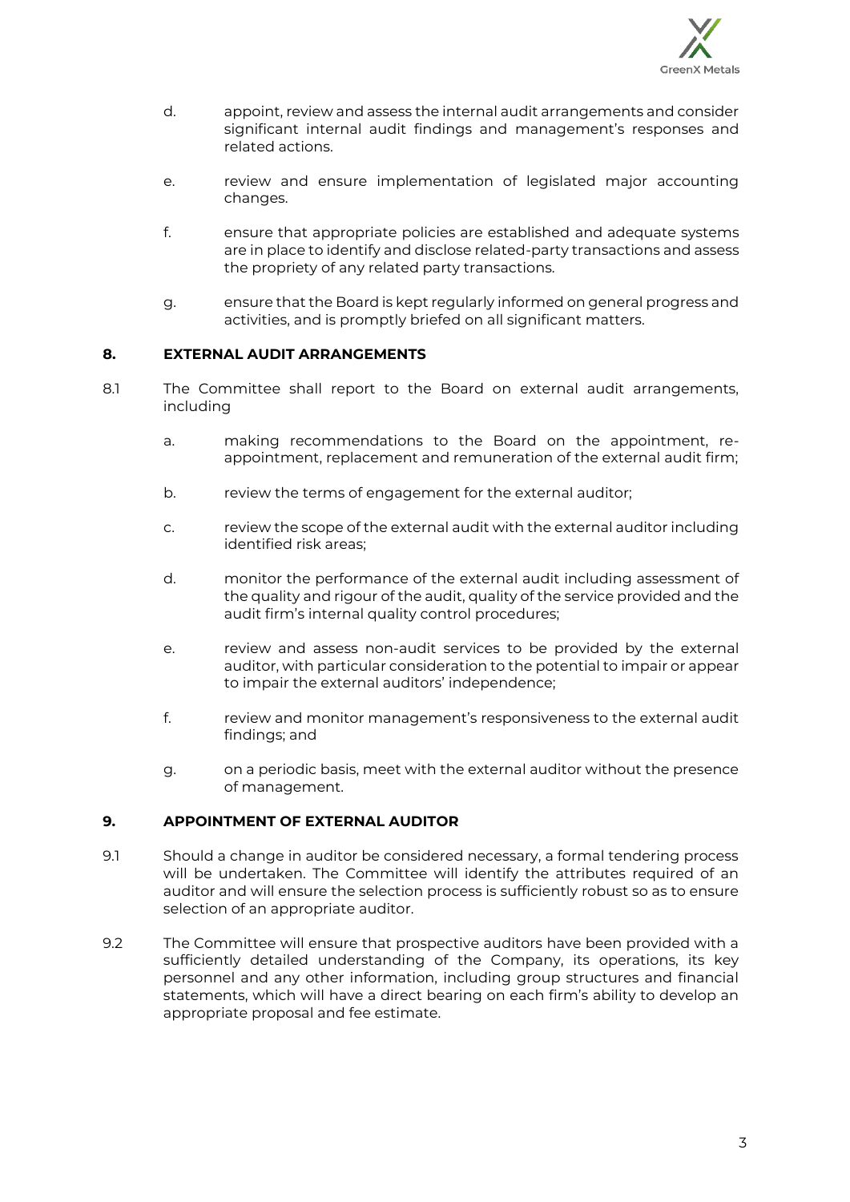d. appoint, review and assess the internal audit arrangements and consider significant internal audit findings and management's responses and related actions.

e. review and ensure implementation of legislated major accounting changes.

f. ensure that appropriate policies are established and adequate systems are in place to identify and disclose related-party transactions and assess the propriety of any related party transactions.

g. ensure that the Board is kept regularly informed on general progress and activities, and is promptly briefed on all significant matters.

## 8. EXTERNAL AUDIT ARRANGEMENTS

8.1 The Committee shall report to the Board on external audit arrangements, including

a. making recommendations to the Board on the appointment, re-appointment, replacement and remuneration of the external audit firm;

b. review the terms of engagement for the external auditor;

c. review the scope of the external audit with the external auditor including identified risk areas;

d. monitor the performance of the external audit including assessment of the quality and rigour of the audit, quality of the service provided and the audit firm's internal quality control procedures;

e. review and assess non-audit services to be provided by the external auditor, with particular consideration to the potential to impair or appear to impair the external auditors' independence;

f. review and monitor management's responsiveness to the external audit findings; and

g. on a periodic basis, meet with the external auditor without the presence of management.

## 9. APPOINTMENT OF EXTERNAL AUDITOR

9.1 Should a change in auditor be considered necessary, a formal tendering process will be undertaken. The Committee will identify the attributes required of an auditor and will ensure the selection process is sufficiently robust so as to ensure selection of an appropriate auditor.

9.2 The Committee will ensure that prospective auditors have been provided with a sufficiently detailed understanding of the Company, its operations, its key personnel and any other information, including group structures and financial statements, which will have a direct bearing on each firm's ability to develop an appropriate proposal and fee estimate.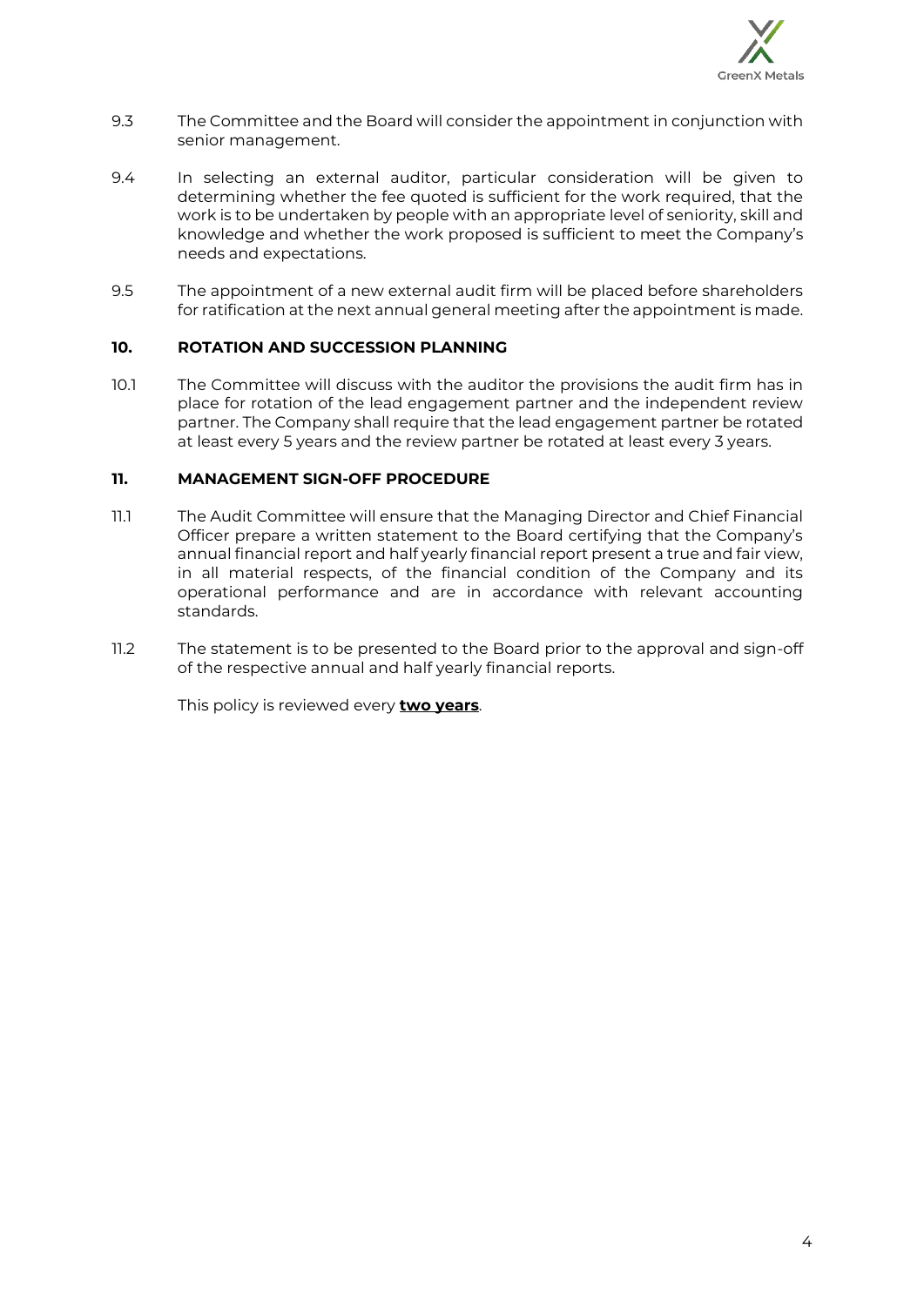9.3 The Committee and the Board will consider the appointment in conjunction with senior management.

9.4 In selecting an external auditor, particular consideration will be given to determining whether the fee quoted is sufficient for the work required, that the work is to be undertaken by people with an appropriate level of seniority, skill and knowledge and whether the work proposed is sufficient to meet the Company's needs and expectations.

9.5 The appointment of a new external audit firm will be placed before shareholders for ratification at the next annual general meeting after the appointment is made.

## 10. ROTATION AND SUCCESSION PLANNING

10.1 The Committee will discuss with the auditor the provisions the audit firm has in place for rotation of the lead engagement partner and the independent review partner. The Company shall require that the lead engagement partner be rotated at least every 5 years and the review partner be rotated at least every 3 years.

## 11. MANAGEMENT SIGN-OFF PROCEDURE

11.1 The Audit Committee will ensure that the Managing Director and Chief Financial Officer prepare a written statement to the Board certifying that the Company's annual financial report and half yearly financial report present a true and fair view, in all material respects, of the financial condition of the Company and its operational performance and are in accordance with relevant accounting standards.

11.2 The statement is to be presented to the Board prior to the approval and sign-off of the respective annual and half yearly financial reports.

This policy is reviewed every **two years**.